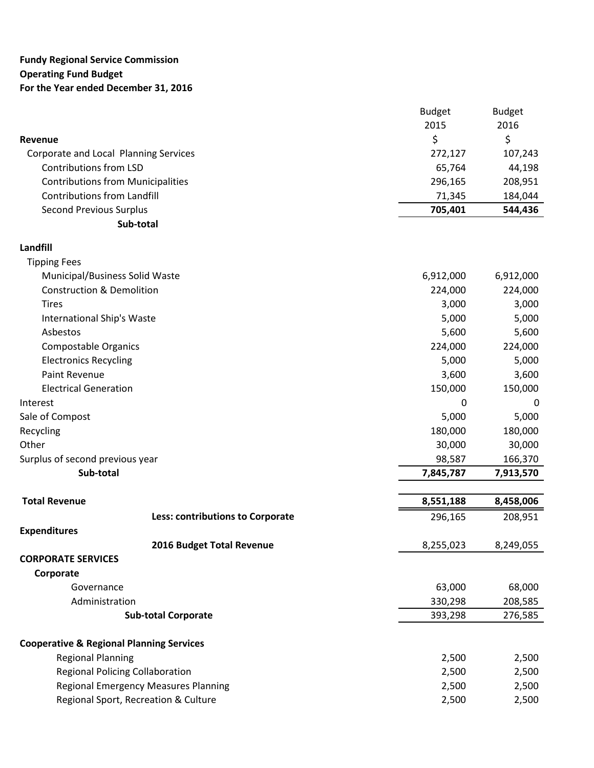**Fundy Regional Service Commission**
**Operating Fund Budget**
**For the Year ended December 31, 2016**

| | Budget 2015 | Budget 2016 |
|---|---|---|
| **Revenue** | $ | $ |
| Corporate and Local Planning Services | 272,127 | 107,243 |
| Contributions from LSD | 65,764 | 44,198 |
| Contributions from Municipalities | 296,165 | 208,951 |
| Contributions from Landfill | 71,345 | 184,044 |
| Second Previous Surplus | **705,401** | **544,436** |
| **Sub-total** | | |
| | | |
| **Landfill** | | |
| Tipping Fees | | |
| Municipal/Business Solid Waste | 6,912,000 | 6,912,000 |
| Construction & Demolition | 224,000 | 224,000 |
| Tires | 3,000 | 3,000 |
| International Ship's Waste | 5,000 | 5,000 |
| Asbestos | 5,600 | 5,600 |
| Compostable Organics | 224,000 | 224,000 |
| Electronics Recycling | 5,000 | 5,000 |
| Paint Revenue | 3,600 | 3,600 |
| Electrical Generation | 150,000 | 150,000 |
| Interest | 0 | 0 |
| Sale of Compost | 5,000 | 5,000 |
| Recycling | 180,000 | 180,000 |
| Other | 30,000 | 30,000 |
| Surplus of second previous year | 98,587 | 166,370 |
| **Sub-total** | **7,845,787** | **7,913,570** |
| | | |
| **Total Revenue** | **8,551,188** | **8,458,006** |
| **Less: contributions to Corporate** | 296,165 | 208,951 |
| **Expenditures** | | |
| **2016 Budget Total Revenue** | 8,255,023 | 8,249,055 |
| **CORPORATE SERVICES** | | |
| **Corporate** | | |
| Governance | 63,000 | 68,000 |
| Administration | 330,298 | 208,585 |
| **Sub-total Corporate** | 393,298 | 276,585 |
| | | |
| **Cooperative & Regional Planning Services** | | |
| Regional Planning | 2,500 | 2,500 |
| Regional Policing Collaboration | 2,500 | 2,500 |
| Regional Emergency Measures Planning | 2,500 | 2,500 |
| Regional Sport, Recreation & Culture | 2,500 | 2,500 |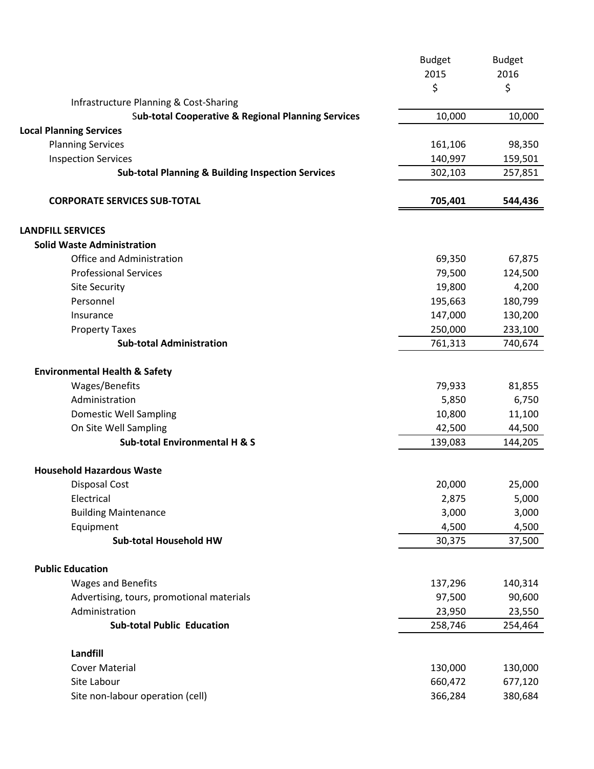| | Budget 2015 $ | Budget 2016 $ |
|---|---|---|
| Infrastructure Planning & Cost-Sharing | | |
| **Sub-total Cooperative & Regional Planning Services** | 10,000 | 10,000 |
| **Local Planning Services** | | |
| Planning Services | 161,106 | 98,350 |
| Inspection Services | 140,997 | 159,501 |
| **Sub-total Planning & Building Inspection Services** | 302,103 | 257,851 |
| | | |
| **CORPORATE SERVICES SUB-TOTAL** | **705,401** | **544,436** |
| | | |
| **LANDFILL SERVICES** | | |
| **Solid Waste Administration** | | |
| Office and Administration | 69,350 | 67,875 |
| Professional Services | 79,500 | 124,500 |
| Site Security | 19,800 | 4,200 |
| Personnel | 195,663 | 180,799 |
| Insurance | 147,000 | 130,200 |
| Property Taxes | 250,000 | 233,100 |
| **Sub-total Administration** | 761,313 | 740,674 |
| | | |
| **Environmental Health & Safety** | | |
| Wages/Benefits | 79,933 | 81,855 |
| Administration | 5,850 | 6,750 |
| Domestic Well Sampling | 10,800 | 11,100 |
| On Site Well Sampling | 42,500 | 44,500 |
| **Sub-total Environmental H & S** | 139,083 | 144,205 |
| | | |
| **Household Hazardous Waste** | | |
| Disposal Cost | 20,000 | 25,000 |
| Electrical | 2,875 | 5,000 |
| Building Maintenance | 3,000 | 3,000 |
| Equipment | 4,500 | 4,500 |
| **Sub-total Household HW** | 30,375 | 37,500 |
| | | |
| **Public Education** | | |
| Wages and Benefits | 137,296 | 140,314 |
| Advertising, tours, promotional materials | 97,500 | 90,600 |
| Administration | 23,950 | 23,550 |
| **Sub-total Public Education** | 258,746 | 254,464 |
| | | |
| **Landfill** | | |
| Cover Material | 130,000 | 130,000 |
| Site Labour | 660,472 | 677,120 |
| Site non-labour operation (cell) | 366,284 | 380,684 |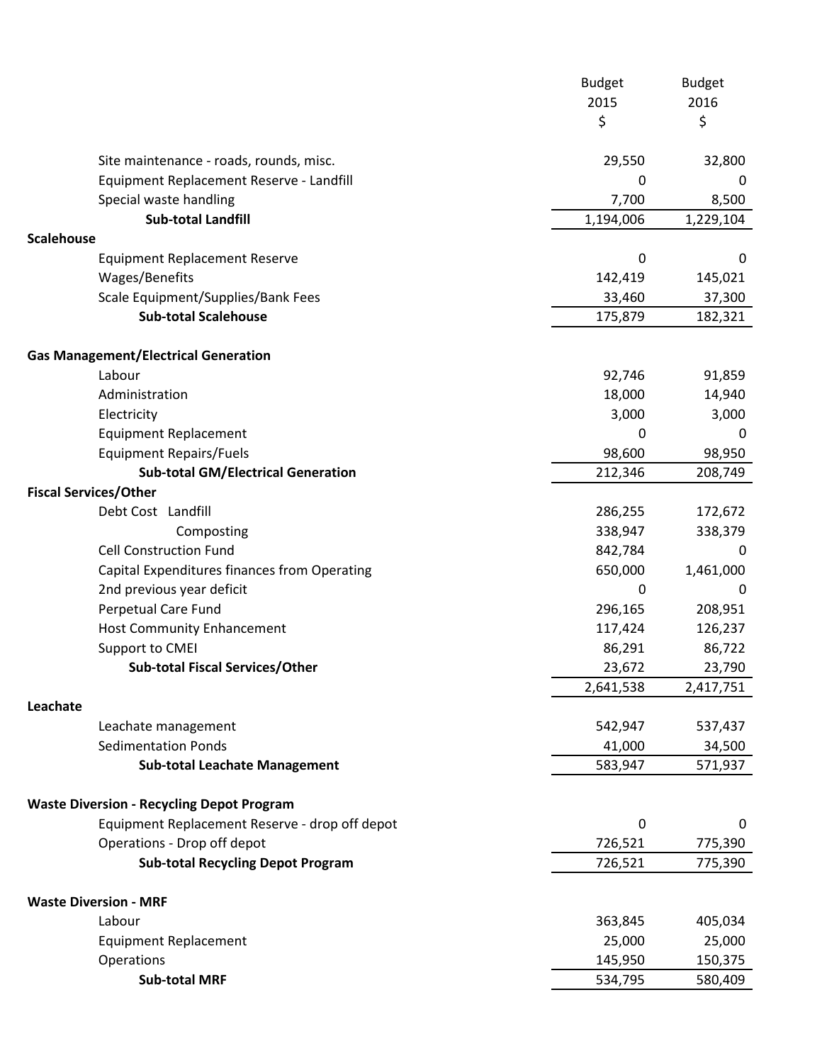| | Budget 2015 $ | Budget 2016 $ |
|---|---|---|
| Site maintenance - roads, rounds, misc. | 29,550 | 32,800 |
| Equipment Replacement Reserve - Landfill | 0 | 0 |
| Special waste handling | 7,700 | 8,500 |
| **Sub-total Landfill** | 1,194,006 | 1,229,104 |
| **Scalehouse** | | |
| Equipment Replacement Reserve | 0 | 0 |
| Wages/Benefits | 142,419 | 145,021 |
| Scale Equipment/Supplies/Bank Fees | 33,460 | 37,300 |
| **Sub-total Scalehouse** | 175,879 | 182,321 |
| | | |
| **Gas Management/Electrical Generation** | | |
| Labour | 92,746 | 91,859 |
| Administration | 18,000 | 14,940 |
| Electricity | 3,000 | 3,000 |
| Equipment Replacement | 0 | 0 |
| Equipment Repairs/Fuels | 98,600 | 98,950 |
| **Sub-total GM/Electrical Generation** | 212,346 | 208,749 |
| **Fiscal Services/Other** | | |
| Debt Cost Landfill | 286,255 | 172,672 |
| Composting | 338,947 | 338,379 |
| Cell Construction Fund | 842,784 | 0 |
| Capital Expenditures finances from Operating | 650,000 | 1,461,000 |
| 2nd previous year deficit | 0 | 0 |
| Perpetual Care Fund | 296,165 | 208,951 |
| Host Community Enhancement | 117,424 | 126,237 |
| Support to CMEI | 86,291 | 86,722 |
| **Sub-total Fiscal Services/Other** | 23,672 | 23,790 |
| | 2,641,538 | 2,417,751 |
| **Leachate** | | |
| Leachate management | 542,947 | 537,437 |
| Sedimentation Ponds | 41,000 | 34,500 |
| **Sub-total Leachate Management** | 583,947 | 571,937 |
| | | |
| **Waste Diversion - Recycling Depot Program** | | |
| Equipment Replacement Reserve - drop off depot | 0 | 0 |
| Operations - Drop off depot | 726,521 | 775,390 |
| **Sub-total Recycling Depot Program** | 726,521 | 775,390 |
| | | |
| **Waste Diversion - MRF** | | |
| Labour | 363,845 | 405,034 |
| Equipment Replacement | 25,000 | 25,000 |
| Operations | 145,950 | 150,375 |
| **Sub-total MRF** | 534,795 | 580,409 |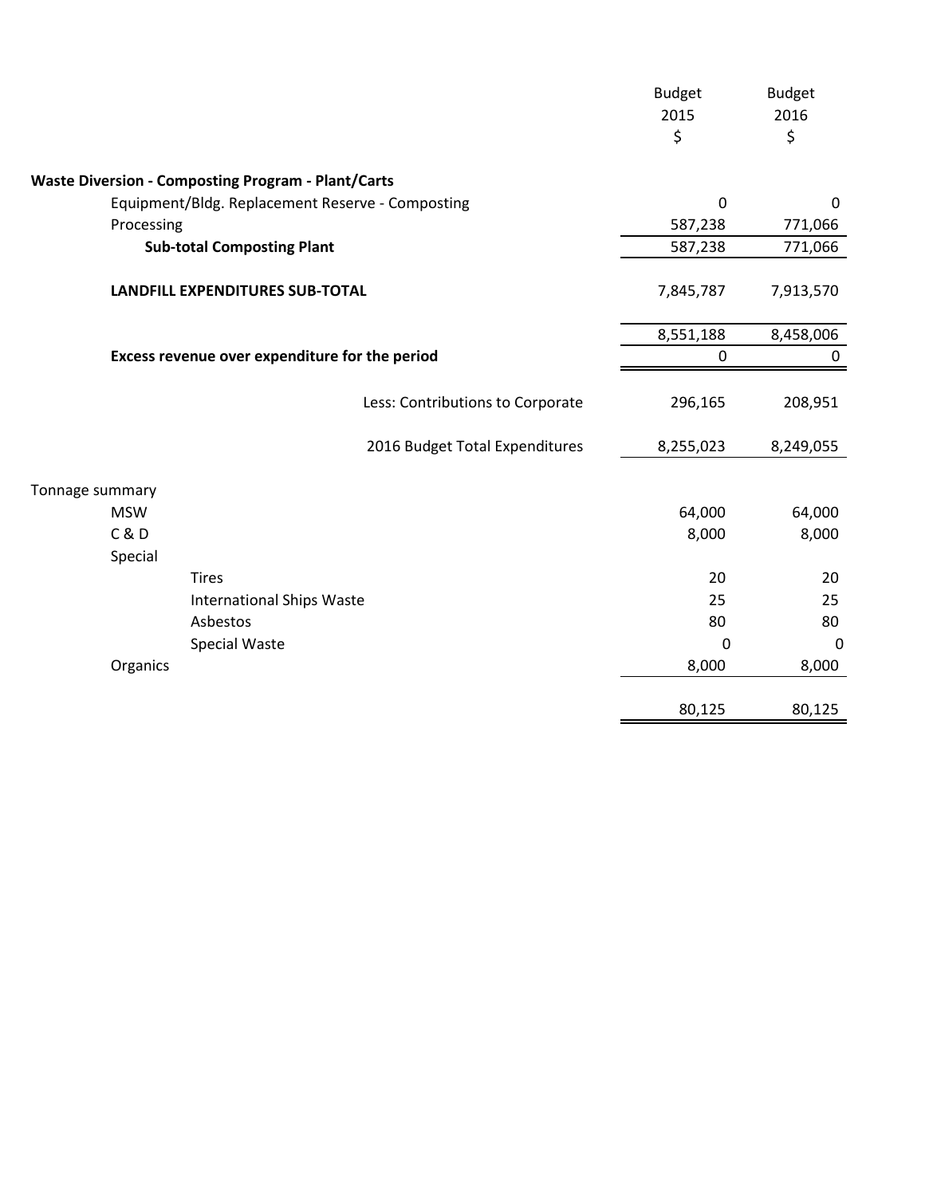| | Budget 2015 $ | Budget 2016 $ |
|---|---|---|
| **Waste Diversion - Composting Program - Plant/Carts** | | |
| Equipment/Bldg. Replacement Reserve - Composting | 0 | 0 |
| Processing | 587,238 | 771,066 |
| **Sub-total Composting Plant** | 587,238 | 771,066 |
| | | |
| **LANDFILL EXPENDITURES SUB-TOTAL** | 7,845,787 | 7,913,570 |
| | | |
| | 8,551,188 | 8,458,006 |
| **Excess revenue over expenditure for the period** | 0 | 0 |
| | | |
| Less: Contributions to Corporate | 296,165 | 208,951 |
| | | |
| 2016 Budget Total Expenditures | 8,255,023 | 8,249,055 |
| | | |
| Tonnage summary | | |
| MSW | 64,000 | 64,000 |
| C & D | 8,000 | 8,000 |
| Special | | |
| Tires | 20 | 20 |
| International Ships Waste | 25 | 25 |
| Asbestos | 80 | 80 |
| Special Waste | 0 | 0 |
| Organics | 8,000 | 8,000 |
| | | |
| | 80,125 | 80,125 |